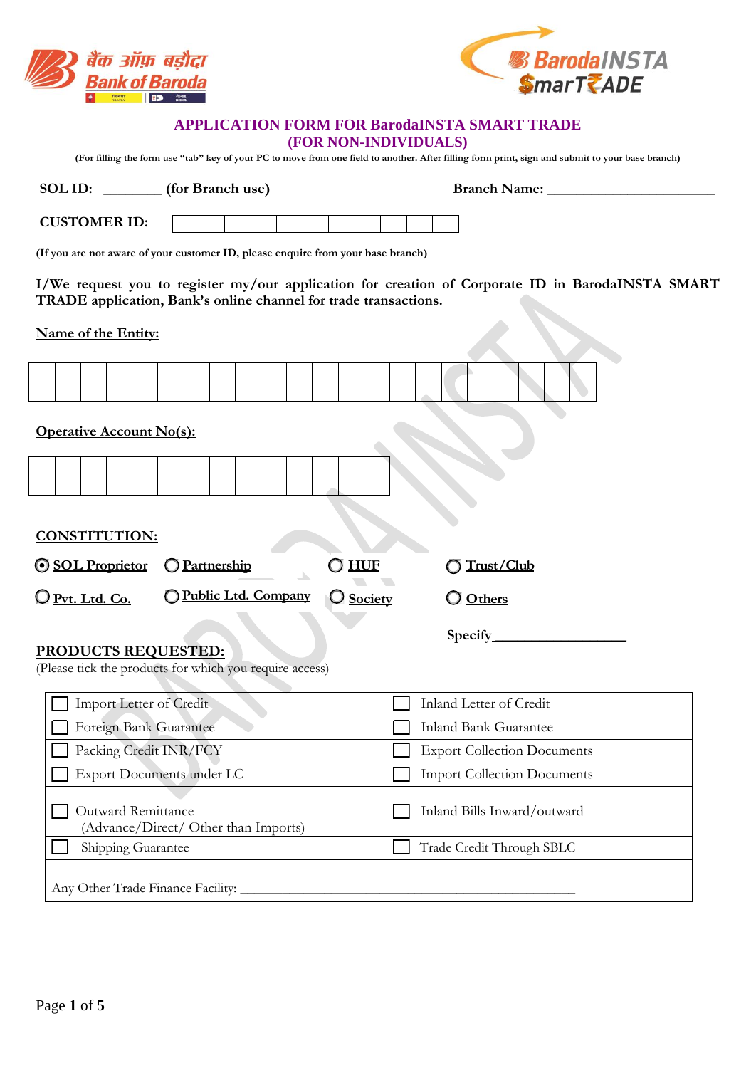बैंक ऑफ़ बड़ौदा
Bank of Baroda

BarodaINSTA SmarTRADE

# APPLICATION FORM FOR BarodaINSTA SMART TRADE
## (FOR NON-INDIVIDUALS)

(For filling the form use "tab" key of your PC to move from one field to another. After filling form print, sign and submit to your base branch)

**SOL ID:** ________ **(for Branch use)** **Branch Name:** ________________________

**CUSTOMER ID:** | | | | | | | | | | | |

**(If you are not aware of your customer ID, please enquire from your base branch)**

**I/We request you to register my/our application for creation of Corporate ID in BarodaINSTA SMART TRADE application, Bank's online channel for trade transactions.**

**Name of the Entity:**

| | | | | | | | | | | | | | | | | | | | | | |
|---|---|---|---|---|---|---|---|---|---|---|---|---|---|---|---|---|---|---|---|---|---|
| | | | | | | | | | | | | | | | | | | | | | |

**Operative Account No(s):**

| | | | | | | | | | | | | | |
|---|---|---|---|---|---|---|---|---|---|---|---|---|---|
| | | | | | | | | | | | | | |

**CONSTITUTION:**

◉ SOL Proprietor ○ Partnership ○ HUF ○ Trust/Club

○ Pvt. Ltd. Co. ○ Public Ltd. Company ○ Society ○ Others

Specify__________________

**PRODUCTS REQUESTED:**
(Please tick the products for which you require access)

| | |
|---|---|
| ☐ Import Letter of Credit | ☐ Inland Letter of Credit |
| ☐ Foreign Bank Guarantee | ☐ Inland Bank Guarantee |
| ☐ Packing Credit INR/FCY | ☐ Export Collection Documents |
| ☐ Export Documents under LC | ☐ Import Collection Documents |
| ☐ Outward Remittance (Advance/Direct/ Other than Imports) | ☐ Inland Bills Inward/outward |
| ☐ Shipping Guarantee | ☐ Trade Credit Through SBLC |
| Any Other Trade Finance Facility: ________________________________________________ | |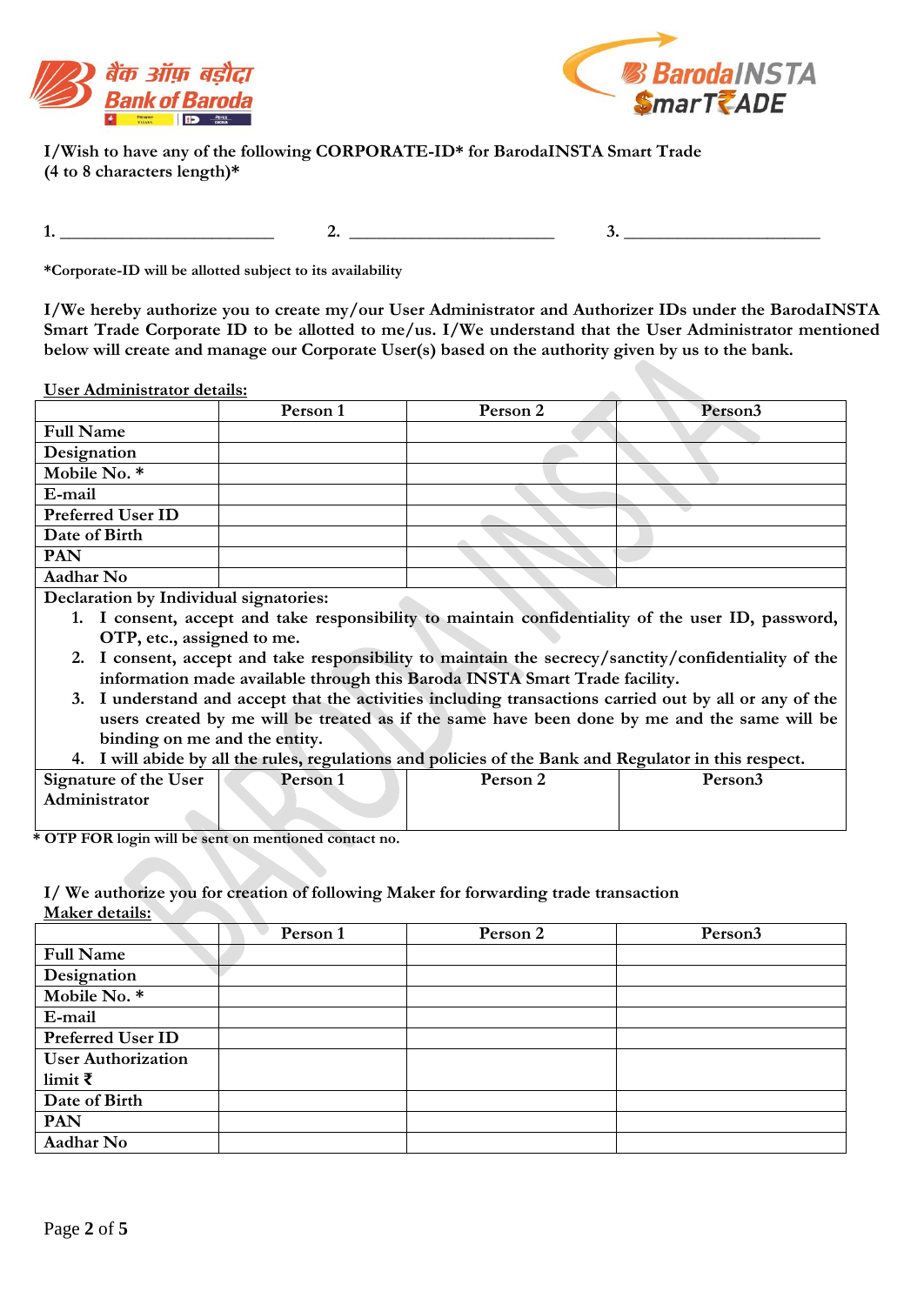**I/Wish to have any of the following CORPORATE-ID* for BarodaINSTA Smart Trade (4 to 8 characters length)***

**1.** ________________________ **2.** ________________________ **3.** ________________________

***Corporate-ID will be allotted subject to its availability**

**I/We hereby authorize you to create my/our User Administrator and Authorizer IDs under the BarodaINSTA Smart Trade Corporate ID to be allotted to me/us. I/We understand that the User Administrator mentioned below will create and manage our Corporate User(s) based on the authority given by us to the bank.**

**User Administrator details:**

| | **Person 1** | **Person 2** | **Person3** |
|---|---|---|---|
| **Full Name** | | | |
| **Designation** | | | |
| **Mobile No. *** | | | |
| **E-mail** | | | |
| **Preferred User ID** | | | |
| **Date of Birth** | | | |
| **PAN** | | | |
| **Aadhar No** | | | |

**Declaration by Individual signatories:**

1. I consent, accept and take responsibility to maintain confidentiality of the user ID, password, OTP, etc., assigned to me.
2. I consent, accept and take responsibility to maintain the secrecy/sanctity/confidentiality of the information made available through this Baroda INSTA Smart Trade facility.
3. I understand and accept that the activities including transactions carried out by all or any of the users created by me will be treated as if the same have been done by me and the same will be binding on me and the entity.
4. I will abide by all the rules, regulations and policies of the Bank and Regulator in this respect.

| **Signature of the User Administrator** | **Person 1** | **Person 2** | **Person3** |
|---|---|---|---|
| | | | |

**\* OTP FOR login will be sent on mentioned contact no.**

**I/ We authorize you for creation of following Maker for forwarding trade transaction**

**Maker details:**

| | **Person 1** | **Person 2** | **Person3** |
|---|---|---|---|
| **Full Name** | | | |
| **Designation** | | | |
| **Mobile No. *** | | | |
| **E-mail** | | | |
| **Preferred User ID** | | | |
| **User Authorization limit ₹** | | | |
| **Date of Birth** | | | |
| **PAN** | | | |
| **Aadhar No** | | | |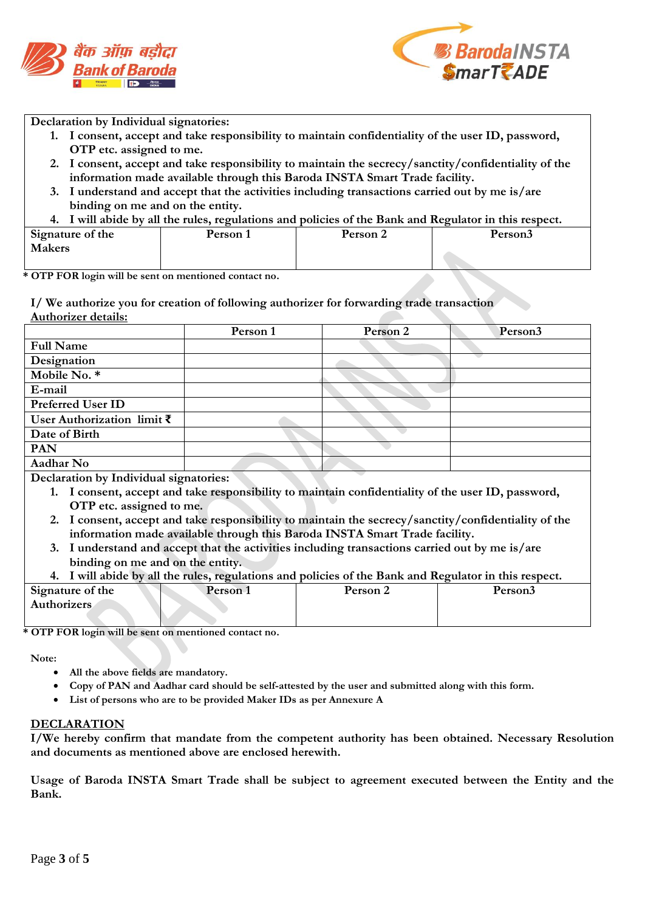**Declaration by Individual signatories:**

1. I consent, accept and take responsibility to maintain confidentiality of the user ID, password, OTP etc. assigned to me.
2. I consent, accept and take responsibility to maintain the secrecy/sanctity/confidentiality of the information made available through this Baroda INSTA Smart Trade facility.
3. I understand and accept that the activities including transactions carried out by me is/are binding on me and on the entity.
4. I will abide by all the rules, regulations and policies of the Bank and Regulator in this respect.

| Signature of the Makers | Person 1 | Person 2 | Person3 |
|---|---|---|---|
| | | | |

\* OTP FOR login will be sent on mentioned contact no.

**I/ We authorize you for creation of following authorizer for forwarding trade transaction**

**Authorizer details:**

| | Person 1 | Person 2 | Person3 |
|---|---|---|---|
| Full Name | | | |
| Designation | | | |
| Mobile No. * | | | |
| E-mail | | | |
| Preferred User ID | | | |
| User Authorization limit ₹ | | | |
| Date of Birth | | | |
| PAN | | | |
| Aadhar No | | | |

**Declaration by Individual signatories:**

1. I consent, accept and take responsibility to maintain confidentiality of the user ID, password, OTP etc. assigned to me.
2. I consent, accept and take responsibility to maintain the secrecy/sanctity/confidentiality of the information made available through this Baroda INSTA Smart Trade facility.
3. I understand and accept that the activities including transactions carried out by me is/are binding on me and on the entity.
4. I will abide by all the rules, regulations and policies of the Bank and Regulator in this respect.

| Signature of the Authorizers | Person 1 | Person 2 | Person3 |
|---|---|---|---|
| | | | |

\* OTP FOR login will be sent on mentioned contact no.

Note:

- All the above fields are mandatory.
- Copy of PAN and Aadhar card should be self-attested by the user and submitted along with this form.
- List of persons who are to be provided Maker IDs as per Annexure A

## DECLARATION

**I/We hereby confirm that mandate from the competent authority has been obtained. Necessary Resolution and documents as mentioned above are enclosed herewith.**

**Usage of Baroda INSTA Smart Trade shall be subject to agreement executed between the Entity and the Bank.**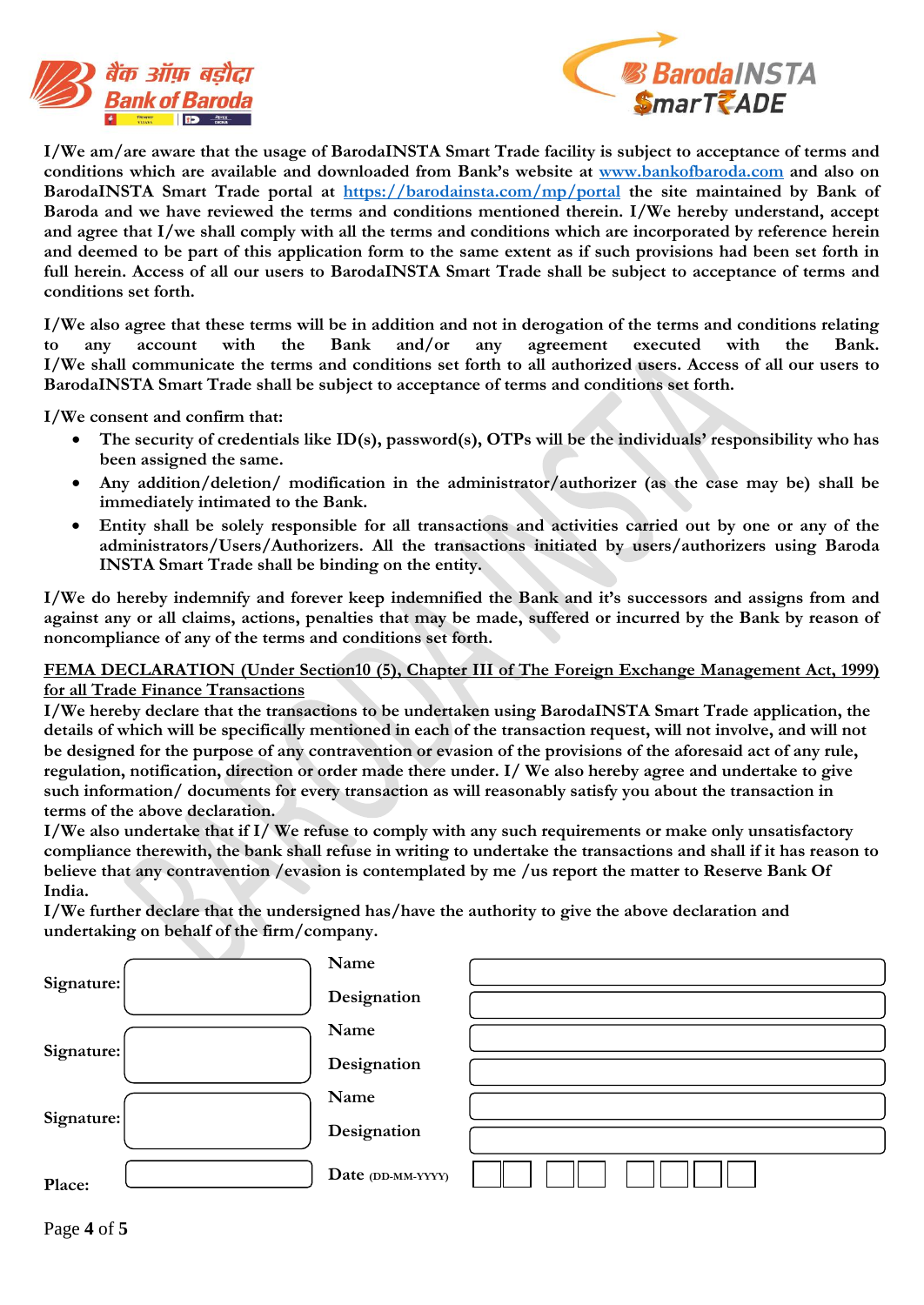I/We am/are aware that the usage of BarodaINSTA Smart Trade facility is subject to acceptance of terms and conditions which are available and downloaded from Bank's website at [www.bankofbaroda.com](http://www.bankofbaroda.com) and also on BarodaINSTA Smart Trade portal at [https://barodainsta.com/mp/portal](https://barodainsta.com/mp/portal) the site maintained by Bank of Baroda and we have reviewed the terms and conditions mentioned therein. I/We hereby understand, accept and agree that I/we shall comply with all the terms and conditions which are incorporated by reference herein and deemed to be part of this application form to the same extent as if such provisions had been set forth in full herein. Access of all our users to BarodaINSTA Smart Trade shall be subject to acceptance of terms and conditions set forth.

I/We also agree that these terms will be in addition and not in derogation of the terms and conditions relating to any account with the Bank and/or any agreement executed with the Bank. I/We shall communicate the terms and conditions set forth to all authorized users. Access of all our users to BarodaINSTA Smart Trade shall be subject to acceptance of terms and conditions set forth.

I/We consent and confirm that:

- The security of credentials like ID(s), password(s), OTPs will be the individuals' responsibility who has been assigned the same.
- Any addition/deletion/ modification in the administrator/authorizer (as the case may be) shall be immediately intimated to the Bank.
- Entity shall be solely responsible for all transactions and activities carried out by one or any of the administrators/Users/Authorizers. All the transactions initiated by users/authorizers using Baroda INSTA Smart Trade shall be binding on the entity.

I/We do hereby indemnify and forever keep indemnified the Bank and it's successors and assigns from and against any or all claims, actions, penalties that may be made, suffered or incurred by the Bank by reason of noncompliance of any of the terms and conditions set forth.

**FEMA DECLARATION (Under Section10 (5), Chapter III of The Foreign Exchange Management Act, 1999) for all Trade Finance Transactions**

I/We hereby declare that the transactions to be undertaken using BarodaINSTA Smart Trade application, the details of which will be specifically mentioned in each of the transaction request, will not involve, and will not be designed for the purpose of any contravention or evasion of the provisions of the aforesaid act of any rule, regulation, notification, direction or order made there under. I/ We also hereby agree and undertake to give such information/ documents for every transaction as will reasonably satisfy you about the transaction in terms of the above declaration.

I/We also undertake that if I/ We refuse to comply with any such requirements or make only unsatisfactory compliance therewith, the bank shall refuse in writing to undertake the transactions and shall if it has reason to believe that any contravention /evasion is contemplated by me /us report the matter to Reserve Bank Of India.

I/We further declare that the undersigned has/have the authority to give the above declaration and undertaking on behalf of the firm/company.

| | | | |
|---|---|---|---|
| Signature: | | Name | |
| | | Designation | |
| Signature: | | Name | |
| | | Designation | |
| Signature: | | Name | |
| | | Designation | |
| Place: | | Date (DD-MM-YYYY) | |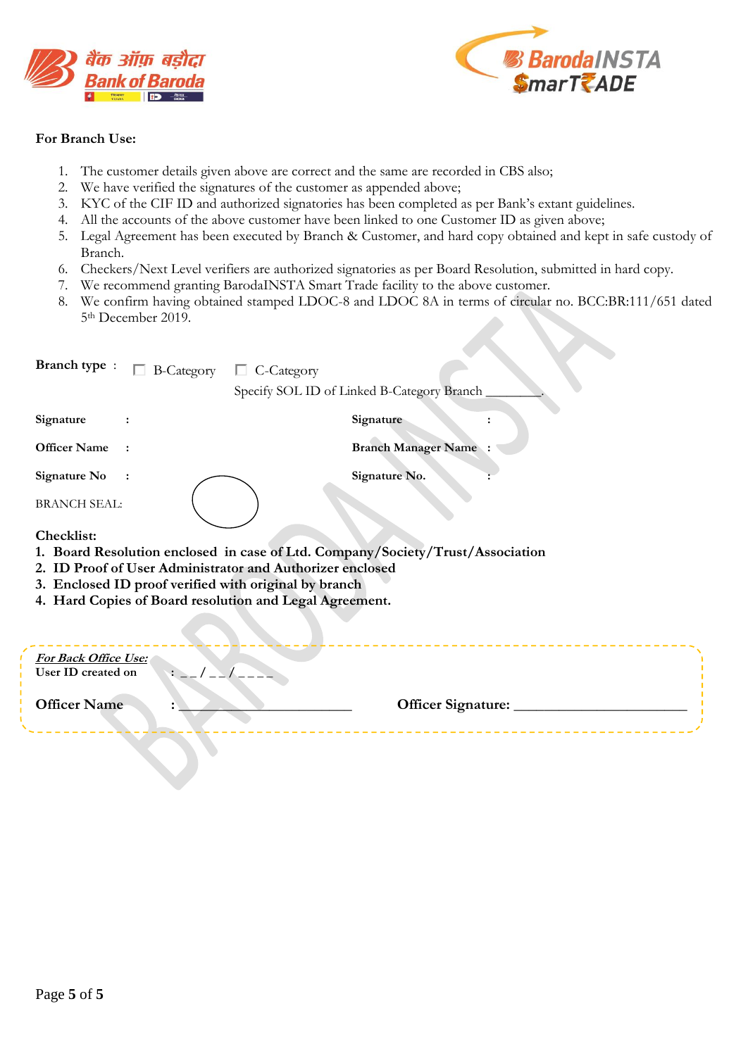**For Branch Use:**

1. The customer details given above are correct and the same are recorded in CBS also;
2. We have verified the signatures of the customer as appended above;
3. KYC of the CIF ID and authorized signatories has been completed as per Bank's extant guidelines.
4. All the accounts of the above customer have been linked to one Customer ID as given above;
5. Legal Agreement has been executed by Branch & Customer, and hard copy obtained and kept in safe custody of Branch.
6. Checkers/Next Level verifiers are authorized signatories as per Board Resolution, submitted in hard copy.
7. We recommend granting BarodaINSTA Smart Trade facility to the above customer.
8. We confirm having obtained stamped LDOC-8 and LDOC 8A in terms of circular no. BCC:BR:111/651 dated 5th December 2019.

**Branch type** : ☐ B-Category ☐ C-Category

Specify SOL ID of Linked B-Category Branch ________.

**Signature** :

**Officer Name** :

**Signature No** :

BRANCH SEAL:

**Signature** :

**Branch Manager Name** :

**Signature No.** :

**Checklist:**

1. **Board Resolution enclosed in case of Ltd. Company/Society/Trust/Association**
2. **ID Proof of User Administrator and Authorizer enclosed**
3. **Enclosed ID proof verified with original by branch**
4. **Hard Copies of Board resolution and Legal Agreement.**

***For Back Office Use:***

**User ID created on** : __ / __ / ____

**Officer Name** : ______________________ **Officer Signature:** ______________________